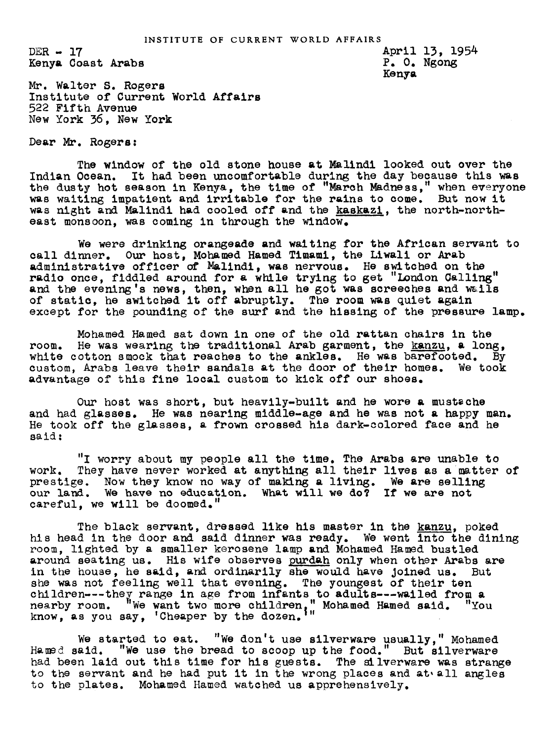INSTITUTE OF CURRENT WORLD AFFAIRS

DER - 17
Kenya Coast Arabs

April 13, 1954
P. O. Ngong
Kenya

Mr. Walter S. Rogers
Institute of Current World Affairs
522 Fifth Avenue
New York 36, New York

Dear Mr. Rogers:

The window of the old stone house at Malindi looked out over the Indian Ocean. It had been uncomfortable during the day because this was the dusty hot season in Kenya, the time of "March Madness," when everyone was waiting impatient and irritable for the rains to come. But now it was night and Malindi had cooled off and the _kaskazi_, the north-northeast monsoon, was coming in through the window.

We were drinking orangeade and waiting for the African servant to call dinner. Our host, Mohamed Hamed Timami, the Liwali or Arab administrative officer of Malindi, was nervous. He switched on the radio once, fiddled around for a while trying to get "London Calling" and the evening's news, then, when all he got was screeches and wails of static, he switched it off abruptly. The room was quiet again except for the pounding of the surf and the hissing of the pressure lamp.

Mohamed Hamed sat down in one of the old rattan chairs in the room. He was wearing the traditional Arab garment, the _kanzu_, a long, white cotton smock that reaches to the ankles. He was barefooted. By custom, Arabs leave their sandals at the door of their homes. We took advantage of this fine local custom to kick off our shoes.

Our host was short, but heavily-built and he wore a mustache and had glasses. He was nearing middle-age and he was not a happy man. He took off the glasses, a frown crossed his dark-colored face and he said:

"I worry about my people all the time. The Arabs are unable to work. They have never worked at anything all their lives as a matter of prestige. Now they know no way of making a living. We are selling our land. We have no education. What will we do? If we are not careful, we will be doomed."

The black servant, dressed like his master in the _kanzu_, poked his head in the door and said dinner was ready. We went into the dining room, lighted by a smaller kerosene lamp and Mohamed Hamed bustled around seating us. His wife observes _purdah_ only when other Arabs are in the house, he said, and ordinarily she would have joined us. But she was not feeling well that evening. The youngest of their ten children---they range in age from infants to adults---wailed from a nearby room. "We want two more children," Mohamed Hamed said. "You know, as you say, 'Cheaper by the dozen.'"

We started to eat. "We don't use silverware usually," Mohamed Hamed said. "We use the bread to scoop up the food." But silverware had been laid out this time for his guests. The silverware was strange to the servant and he had put it in the wrong places and at all angles to the plates. Mohamed Hamed watched us apprehensively.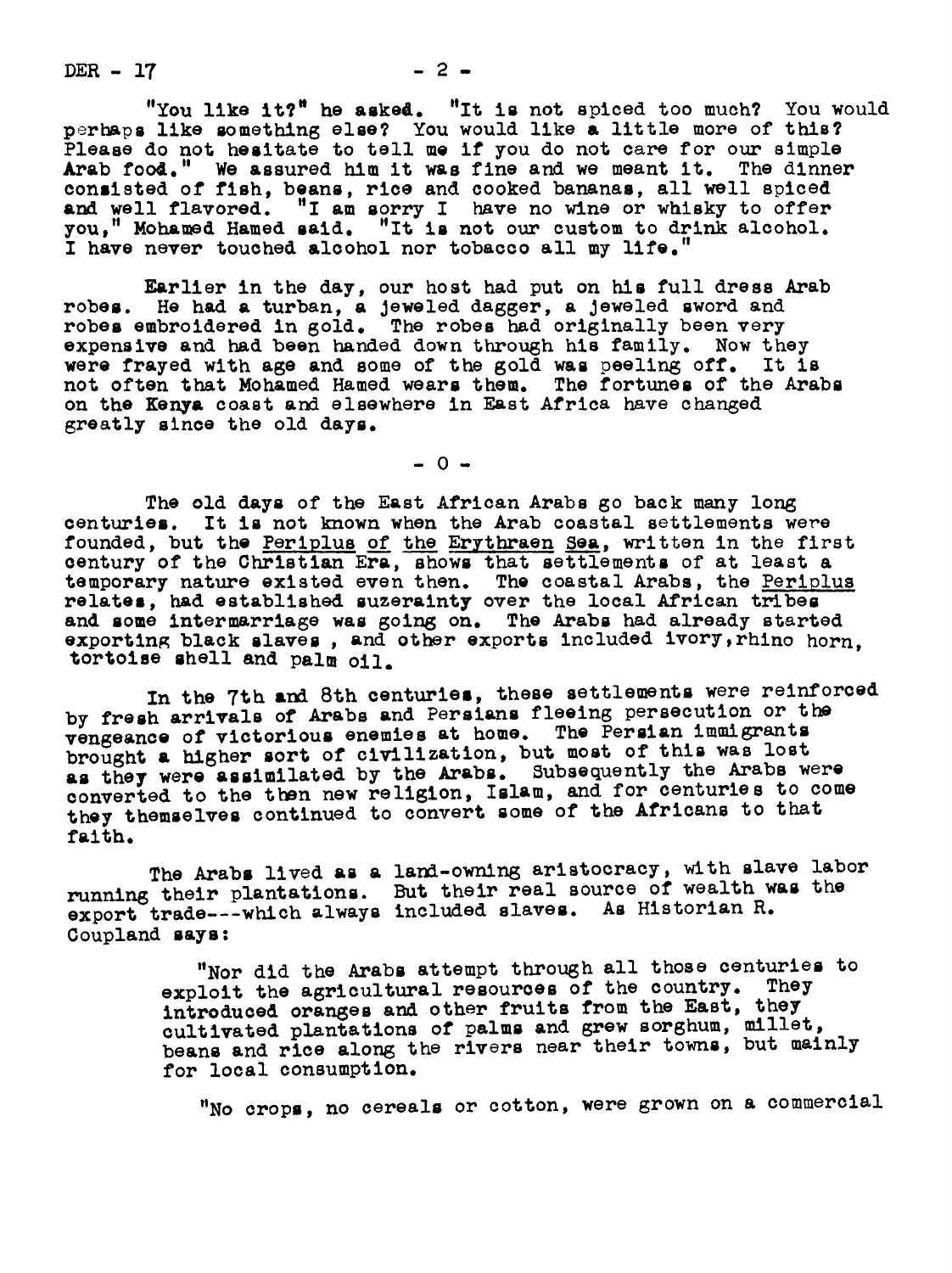"You like it?" he asked. "It is not spiced too much? You would perhaps like something else? You would like a little more of this? Please do not hesitate to tell me if you do not care for our simple Arab food." We assured him it was fine and we meant it. The dinner consisted of fish, beans, rice and cooked bananas, all well spiced and well flavored. "I am sorry I have no wine or whisky to offer you," Mohamed Hamed said. "It is not our custom to drink alcohol. I have never touched alcohol nor tobacco all my life."

Earlier in the day, our host had put on his full dress Arab robes. He had a turban, a jeweled dagger, a jeweled sword and robes embroidered in gold. The robes had originally been very expensive and had been handed down through his family. Now they were frayed with age and some of the gold was peeling off. It is not often that Mohamed Hamed wears them. The fortunes of the Arabs on the Kenya coast and elsewhere in East Africa have changed greatly since the old days.

\- 0 -

The old days of the East African Arabs go back many long centuries. It is not known when the Arab coastal settlements were founded, but the Periplus of the Erythraen Sea, written in the first century of the Christian Era, shows that settlements of at least a temporary nature existed even then. The coastal Arabs, the Periplus relates, had established suzerainty over the local African tribes and some intermarriage was going on. The Arabs had already started exporting black slaves , and other exports included ivory,rhino horn, tortoise shell and palm oil.

In the 7th and 8th centuries, these settlements were reinforced by fresh arrivals of Arabs and Persians fleeing persecution or the vengeance of victorious enemies at home. The Persian immigrants brought a higher sort of civilization, but most of this was lost as they were assimilated by the Arabs. Subsequently the Arabs were converted to the then new religion, Islam, and for centuries to come they themselves continued to convert some of the Africans to that faith.

The Arabs lived as a land-owning aristocracy, with slave labor running their plantations. But their real source of wealth was the export trade---which always included slaves. As Historian R. Coupland says:

> "Nor did the Arabs attempt through all those centuries to exploit the agricultural resources of the country. They introduced oranges and other fruits from the East, they cultivated plantations of palms and grew sorghum, millet, beans and rice along the rivers near their towns, but mainly for local consumption.
>
> "No crops, no cereals or cotton, were grown on a commercial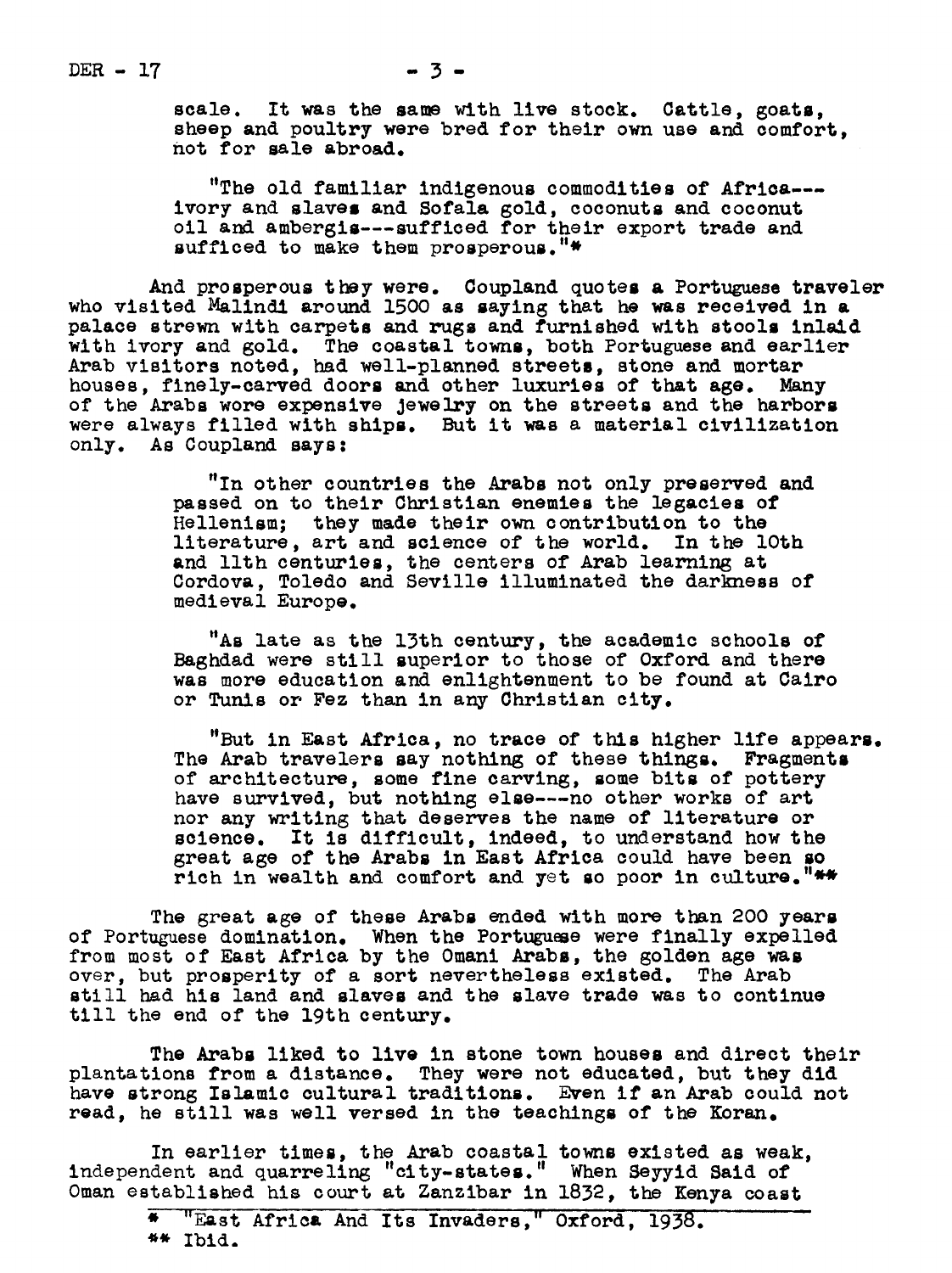scale. It was the same with live stock. Cattle, goats, sheep and poultry were bred for their own use and comfort, not for sale abroad.

> "The old familiar indigenous commodities of Africa---ivory and slaves and Sofala gold, coconuts and coconut oil and ambergis---sufficed for their export trade and sufficed to make them prosperous."*

And prosperous they were. Coupland quotes a Portuguese traveler who visited Malindi around 1500 as saying that he was received in a palace strewn with carpets and rugs and furnished with stools inlaid with ivory and gold. The coastal towns, both Portuguese and earlier Arab visitors noted, had well-planned streets, stone and mortar houses, finely-carved doors and other luxuries of that age. Many of the Arabs wore expensive jewelry on the streets and the harbors were always filled with ships. But it was a material civilization only. As Coupland says:

> "In other countries the Arabs not only preserved and passed on to their Christian enemies the legacies of Hellenism; they made their own contribution to the literature, art and science of the world. In the 10th and 11th centuries, the centers of Arab learning at Cordova, Toledo and Seville illuminated the darkness of medieval Europe.
>
> "As late as the 13th century, the academic schools of Baghdad were still superior to those of Oxford and there was more education and enlightenment to be found at Cairo or Tunis or Fez than in any Christian city.
>
> "But in East Africa, no trace of this higher life appears. The Arab travelers say nothing of these things. Fragments of architecture, some fine carving, some bits of pottery have survived, but nothing else---no other works of art nor any writing that deserves the name of literature or science. It is difficult, indeed, to understand how the great age of the Arabs in East Africa could have been so rich in wealth and comfort and yet so poor in culture."**

The great age of these Arabs ended with more than 200 years of Portuguese domination. When the Portuguese were finally expelled from most of East Africa by the Omani Arabs, the golden age was over, but prosperity of a sort nevertheless existed. The Arab still had his land and slaves and the slave trade was to continue till the end of the 19th century.

The Arabs liked to live in stone town houses and direct their plantations from a distance. They were not educated, but they did have strong Islamic cultural traditions. Even if an Arab could not read, he still was well versed in the teachings of the Koran.

In earlier times, the Arab coastal towns existed as weak, independent and quarreling "city-states." When Seyyid Said of Oman established his court at Zanzibar in 1832, the Kenya coast

---

\* "East Africa And Its Invaders," Oxford, 1938.

\*\* Ibid.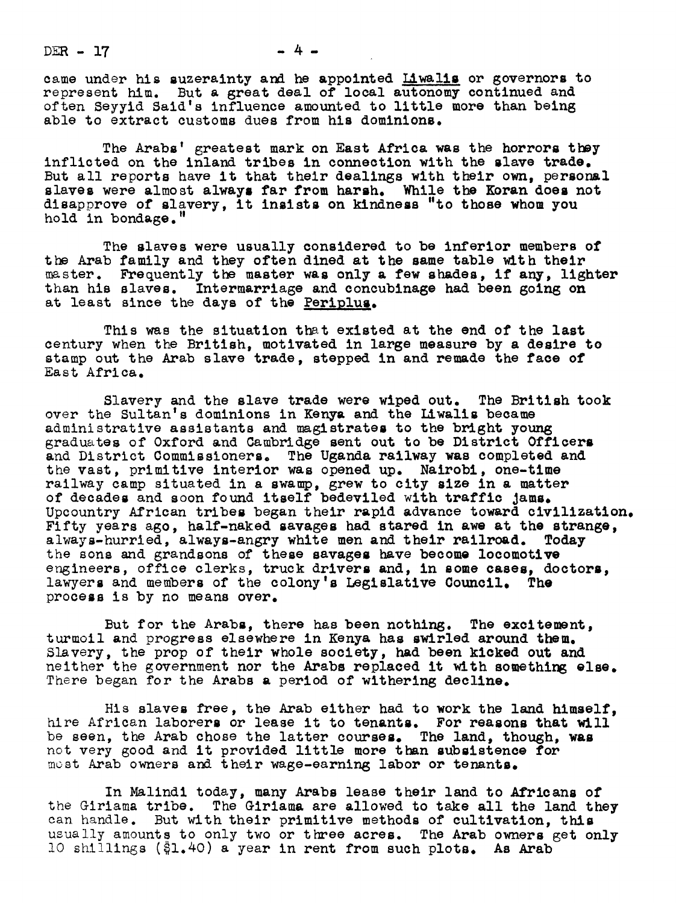came under his suzerainty and he appointed Liwalis or governors to represent him. But a great deal of local autonomy continued and often Seyyid Said's influence amounted to little more than being able to extract customs dues from his dominions.

The Arabs' greatest mark on East Africa was the horrors they inflicted on the inland tribes in connection with the slave trade. But all reports have it that their dealings with their own, personal slaves were almost always far from harsh. While the Koran does not disapprove of slavery, it insists on kindness "to those whom you hold in bondage."

The slaves were usually considered to be inferior members of the Arab family and they often dined at the same table with their master. Frequently the master was only a few shades, if any, lighter than his slaves. Intermarriage and concubinage had been going on at least since the days of the Periplus.

This was the situation that existed at the end of the last century when the British, motivated in large measure by a desire to stamp out the Arab slave trade, stepped in and remade the face of East Africa.

Slavery and the slave trade were wiped out. The British took over the Sultan's dominions in Kenya and the Liwalis became administrative assistants and magistrates to the bright young graduates of Oxford and Cambridge sent out to be District Officers and District Commissioners. The Uganda railway was completed and the vast, primitive interior was opened up. Nairobi, one-time railway camp situated in a swamp, grew to city size in a matter of decades and soon found itself bedeviled with traffic jams. Upcountry African tribes began their rapid advance toward civilization. Fifty years ago, half-naked savages had stared in awe at the strange, always-hurried, always-angry white men and their railroad. Today the sons and grandsons of these savages have become locomotive engineers, office clerks, truck drivers and, in some cases, doctors, lawyers and members of the colony's Legislative Council. The process is by no means over.

But for the Arabs, there has been nothing. The excitement, turmoil and progress elsewhere in Kenya has swirled around them. Slavery, the prop of their whole society, had been kicked out and neither the government nor the Arabs replaced it with something else. There began for the Arabs a period of withering decline.

His slaves free, the Arab either had to work the land himself, hire African laborers or lease it to tenants. For reasons that will be seen, the Arab chose the latter courses. The land, though, was not very good and it provided little more than subsistence for most Arab owners and their wage-earning labor or tenants.

In Malindi today, many Arabs lease their land to Africans of the Giriama tribe. The Giriama are allowed to take all the land they can handle. But with their primitive methods of cultivation, this usually amounts to only two or three acres. The Arab owners get only 10 shillings ($1.40) a year in rent from such plots. As Arab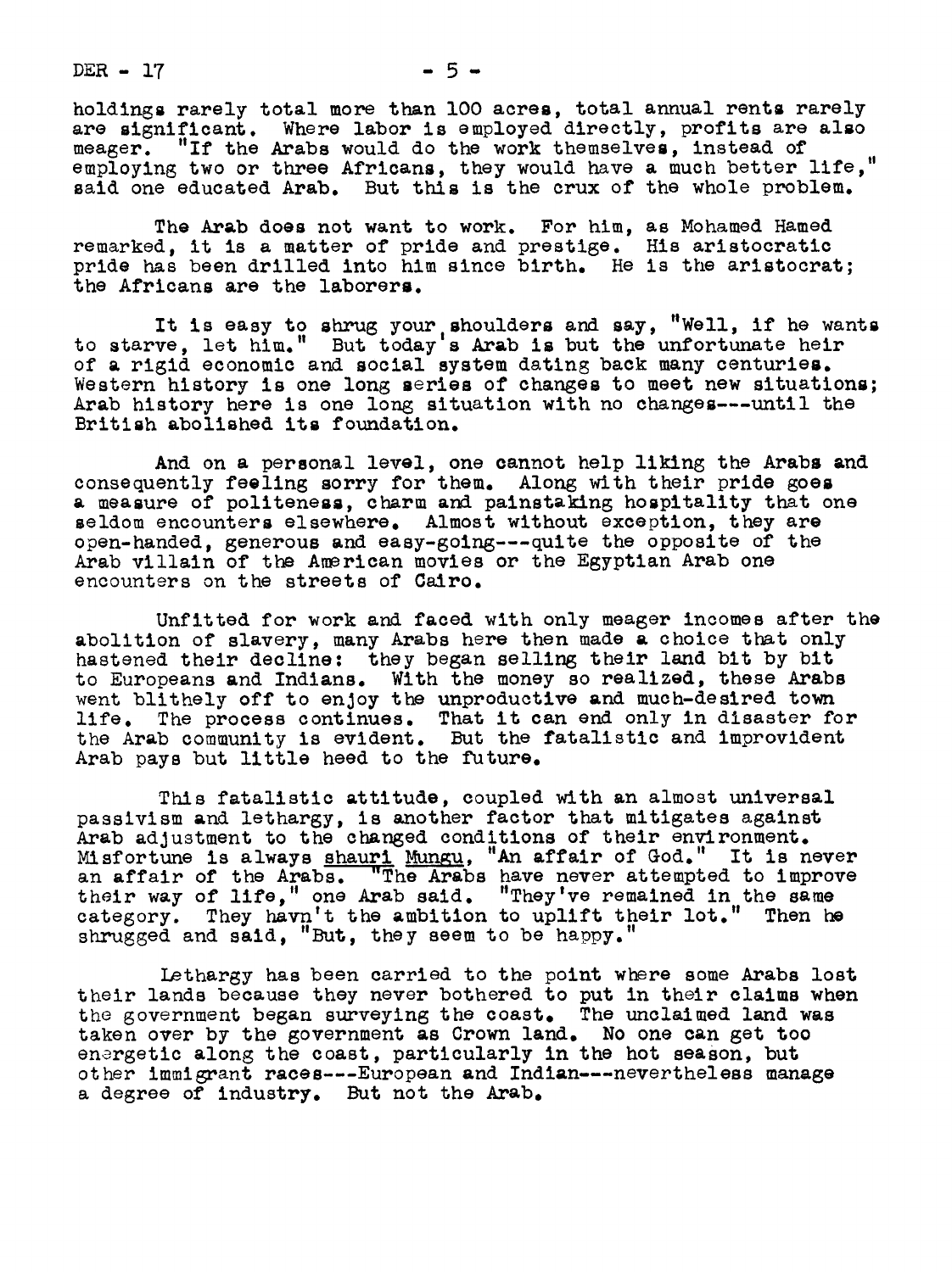holdings rarely total more than 100 acres, total annual rents rarely are significant. Where labor is employed directly, profits are also meager. "If the Arabs would do the work themselves, instead of employing two or three Africans, they would have a much better life," said one educated Arab. But this is the crux of the whole problem.

The Arab does not want to work. For him, as Mohamed Hamed remarked, it is a matter of pride and prestige. His aristocratic pride has been drilled into him since birth. He is the aristocrat; the Africans are the laborers.

It is easy to shrug your shoulders and say, "Well, if he wants to starve, let him." But today's Arab is but the unfortunate heir of a rigid economic and social system dating back many centuries. Western history is one long series of changes to meet new situations; Arab history here is one long situation with no changes---until the British abolished its foundation.

And on a personal level, one cannot help liking the Arabs and consequently feeling sorry for them. Along with their pride goes a measure of politeness, charm and painstaking hospitality that one seldom encounters elsewhere. Almost without exception, they are open-handed, generous and easy-going---quite the opposite of the Arab villain of the American movies or the Egyptian Arab one encounters on the streets of Cairo.

Unfitted for work and faced with only meager incomes after the abolition of slavery, many Arabs here then made a choice that only hastened their decline: they began selling their land bit by bit to Europeans and Indians. With the money so realized, these Arabs went blithely off to enjoy the unproductive and much-desired town life. The process continues. That it can end only in disaster for the Arab community is evident. But the fatalistic and improvident Arab pays but little heed to the future.

This fatalistic attitude, coupled with an almost universal passivism and lethargy, is another factor that mitigates against Arab adjustment to the changed conditions of their environment. Misfortune is always _shauri Mungu_, "An affair of God." It is never an affair of the Arabs. "The Arabs have never attempted to improve their way of life," one Arab said. "They've remained in the same category. They havn't the ambition to uplift their lot." Then he shrugged and said, "But, they seem to be happy."

Lethargy has been carried to the point where some Arabs lost their lands because they never bothered to put in their claims when the government began surveying the coast. The unclaimed land was taken over by the government as Crown land. No one can get too energetic along the coast, particularly in the hot season, but other immigrant races---European and Indian---nevertheless manage a degree of industry. But not the Arab.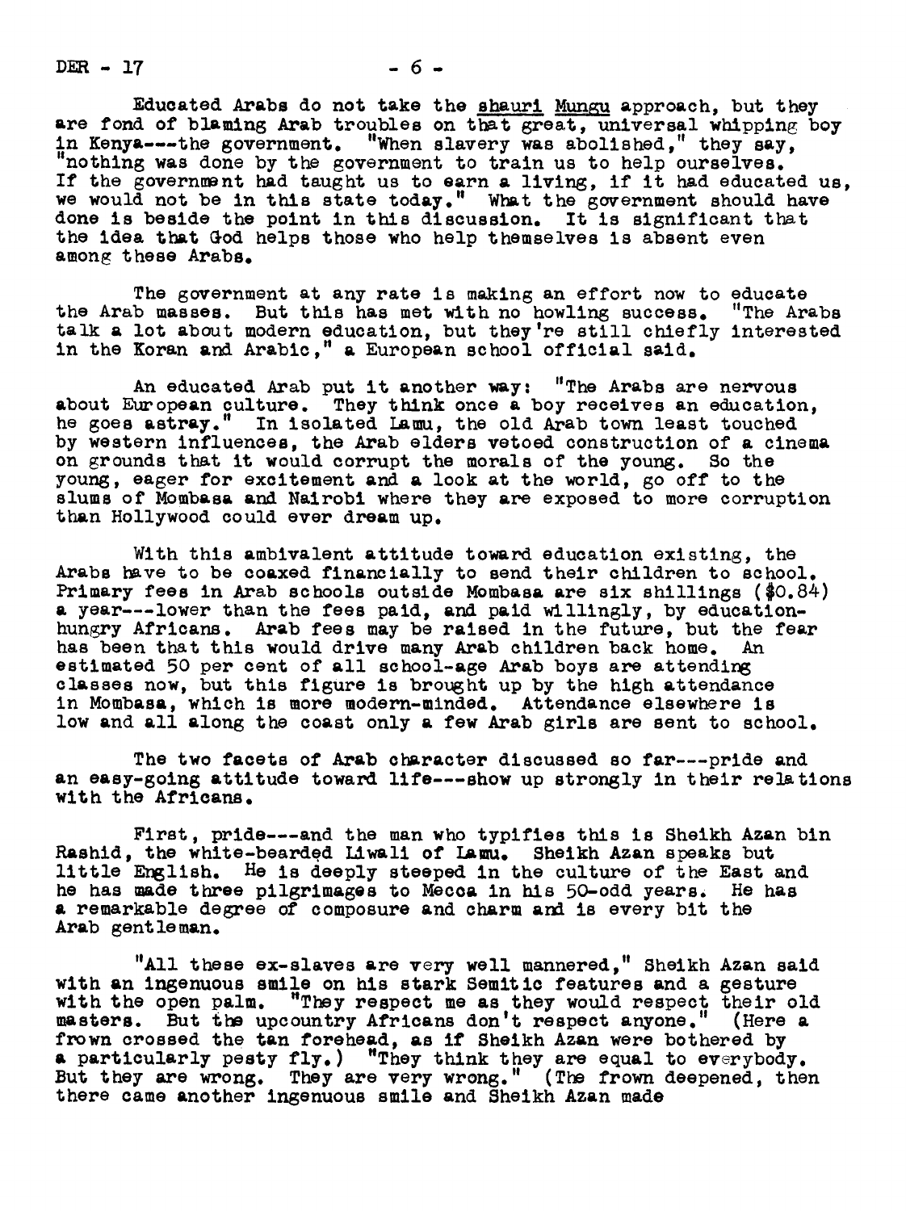Educated Arabs do not take the shauri Mungu approach, but they are fond of blaming Arab troubles on that great, universal whipping boy in Kenya---the government. "When slavery was abolished," they say, "nothing was done by the government to train us to help ourselves. If the government had taught us to earn a living, if it had educated us, we would not be in this state today." What the government should have done is beside the point in this discussion. It is significant that the idea that God helps those who help themselves is absent even among these Arabs.

The government at any rate is making an effort now to educate the Arab masses. But this has met with no howling success. "The Arabs talk a lot about modern education, but they're still chiefly interested in the Koran and Arabic," a European school official said.

An educated Arab put it another way: "The Arabs are nervous about European culture. They think once a boy receives an education, he goes astray." In isolated Lamu, the old Arab town least touched by western influences, the Arab elders vetoed construction of a cinema on grounds that it would corrupt the morals of the young. So the young, eager for excitement and a look at the world, go off to the slums of Mombasa and Nairobi where they are exposed to more corruption than Hollywood could ever dream up.

With this ambivalent attitude toward education existing, the Arabs have to be coaxed financially to send their children to school. Primary fees in Arab schools outside Mombasa are six shillings ($0.84) a year---lower than the fees paid, and paid willingly, by education-hungry Africans. Arab fees may be raised in the future, but the fear has been that this would drive many Arab children back home. An estimated 50 per cent of all school-age Arab boys are attending classes now, but this figure is brought up by the high attendance in Mombasa, which is more modern-minded. Attendance elsewhere is low and all along the coast only a few Arab girls are sent to school.

The two facets of Arab character discussed so far---pride and an easy-going attitude toward life---show up strongly in their relations with the Africans.

First, pride---and the man who typifies this is Sheikh Azan bin Rashid, the white-bearded Liwali of Lamu. Sheikh Azan speaks but little English. He is deeply steeped in the culture of the East and he has made three pilgrimages to Mecca in his 50-odd years. He has a remarkable degree of composure and charm and is every bit the Arab gentleman.

"All these ex-slaves are very well mannered," Sheikh Azan said with an ingenuous smile on his stark Semitic features and a gesture with the open palm. "They respect me as they would respect their old masters. But the upcountry Africans don't respect anyone." (Here a frown crossed the tan forehead, as if Sheikh Azan were bothered by a particularly pesty fly.) "They think they are equal to everybody. But they are wrong. They are very wrong." (The frown deepened, then there came another ingenuous smile and Sheikh Azan made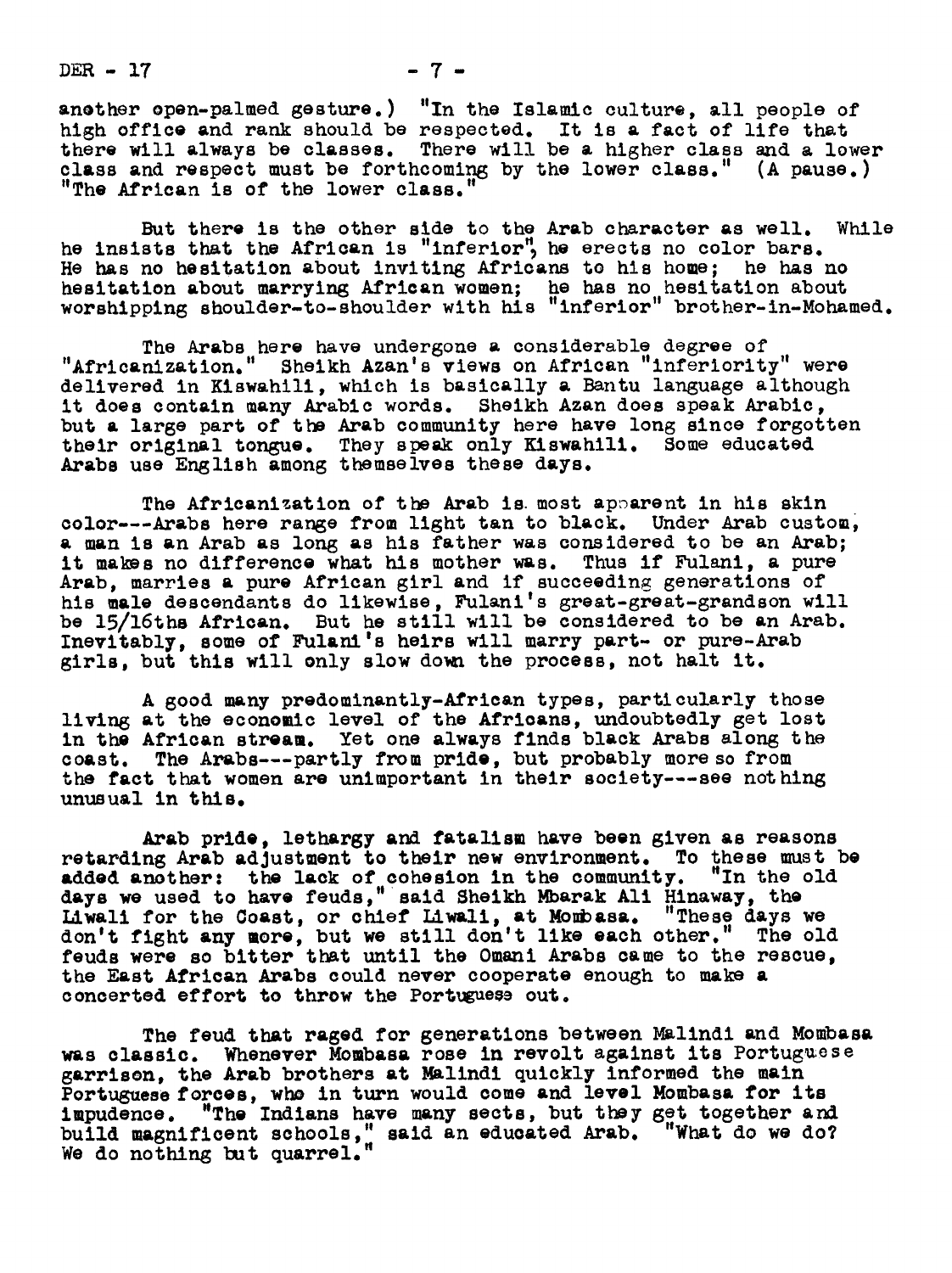another open-palmed gesture.) "In the Islamic culture, all people of high office and rank should be respected. It is a fact of life that there will always be classes. There will be a higher class and a lower class and respect must be forthcoming by the lower class." (A pause.) "The African is of the lower class."

But there is the other side to the Arab character as well. While he insists that the African is "inferior", he erects no color bars. He has no hesitation about inviting Africans to his home; he has no hesitation about marrying African women; he has no hesitation about worshipping shoulder-to-shoulder with his "inferior" brother-in-Mohamed.

The Arabs here have undergone a considerable degree of "Africanization." Sheikh Azan's views on African "inferiority" were delivered in Kiswahili, which is basically a Bantu language although it does contain many Arabic words. Sheikh Azan does speak Arabic, but a large part of the Arab community here have long since forgotten their original tongue. They speak only Kiswahili. Some educated Arabs use English among themselves these days.

The Africanization of the Arab is most apparent in his skin color---Arabs here range from light tan to black. Under Arab custom, a man is an Arab as long as his father was considered to be an Arab; it makes no difference what his mother was. Thus if Fulani, a pure Arab, marries a pure African girl and if succeeding generations of his male descendants do likewise, Fulani's great-great-grandson will be 15/16ths African. But he still will be considered to be an Arab. Inevitably, some of Fulani's heirs will marry part- or pure-Arab girls, but this will only slow down the process, not halt it.

A good many predominantly-African types, particularly those living at the economic level of the Africans, undoubtedly get lost in the African stream. Yet one always finds black Arabs along the coast. The Arabs---partly from pride, but probably more so from the fact that women are unimportant in their society---see nothing unusual in this.

Arab pride, lethargy and fatalism have been given as reasons retarding Arab adjustment to their new environment. To these must be added another: the lack of cohesion in the community. "In the old days we used to have feuds," said Sheikh Mbarak Ali Hinaway, the Liwali for the Coast, or chief Liwali, at Mombasa. "These days we don't fight any more, but we still don't like each other." The old feuds were so bitter that until the Omani Arabs came to the rescue, the East African Arabs could never cooperate enough to make a concerted effort to throw the Portuguese out.

The feud that raged for generations between Malindi and Mombasa was classic. Whenever Mombasa rose in revolt against its Portuguese garrison, the Arab brothers at Malindi quickly informed the main Portuguese forces, who in turn would come and level Mombasa for its impudence. "The Indians have many sects, but they get together and build magnificent schools," said an educated Arab. "What do we do? We do nothing but quarrel."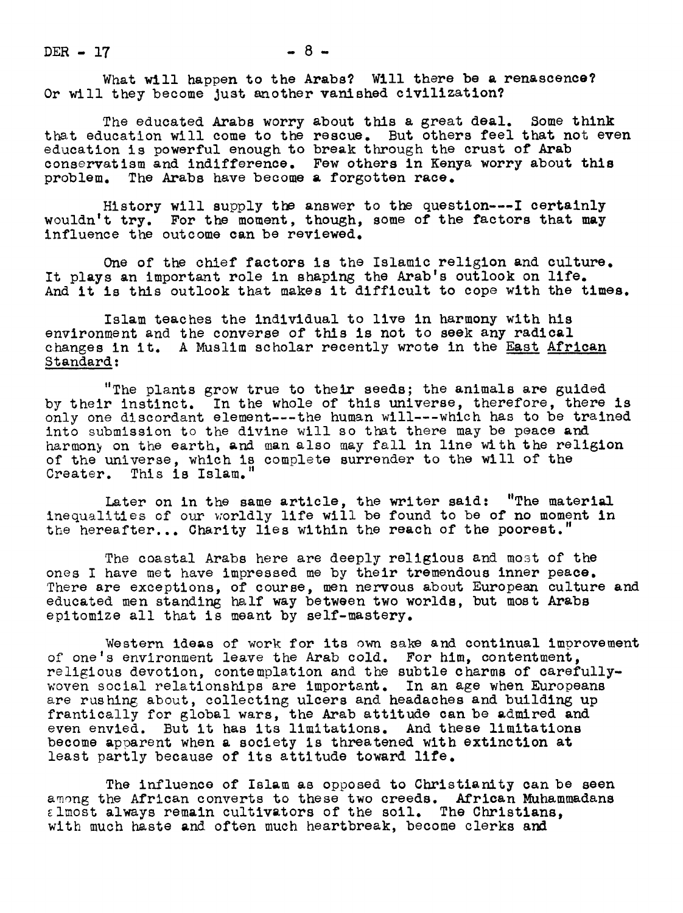What will happen to the Arabs? Will there be a renascence? Or will they become just another vanished civilization?

The educated Arabs worry about this a great deal. Some think that education will come to the rescue. But others feel that not even education is powerful enough to break through the crust of Arab conservatism and indifference. Few others in Kenya worry about this problem. The Arabs have become a forgotten race.

History will supply the answer to the question---I certainly wouldn't try. For the moment, though, some of the factors that may influence the outcome can be reviewed.

One of the chief factors is the Islamic religion and culture. It plays an important role in shaping the Arab's outlook on life. And it is this outlook that makes it difficult to cope with the times.

Islam teaches the individual to live in harmony with his environment and the converse of this is not to seek any radical changes in it. A Muslim scholar recently wrote in the East African Standard:

"The plants grow true to their seeds; the animals are guided by their instinct. In the whole of this universe, therefore, there is only one discordant element---the human will---which has to be trained into submission to the divine will so that there may be peace and harmony on the earth, and man also may fall in line with the religion of the universe, which is complete surrender to the will of the Creater. This is Islam."

Later on in the same article, the writer said: "The material inequalities of our worldly life will be found to be of no moment in the hereafter... Charity lies within the reach of the poorest."

The coastal Arabs here are deeply religious and most of the ones I have met have impressed me by their tremendous inner peace. There are exceptions, of course, men nervous about European culture and educated men standing half way between two worlds, but most Arabs epitomize all that is meant by self-mastery.

Western ideas of work for its own sake and continual improvement of one's environment leave the Arab cold. For him, contentment, religious devotion, contemplation and the subtle charms of carefully-woven social relationships are important. In an age when Europeans are rushing about, collecting ulcers and headaches and building up frantically for global wars, the Arab attitude can be admired and even envied. But it has its limitations. And these limitations become apparent when a society is threatened with extinction at least partly because of its attitude toward life.

The influence of Islam as opposed to Christianity can be seen among the African converts to these two creeds. African Muhammadans almost always remain cultivators of the soil. The Christians, with much haste and often much heartbreak, become clerks and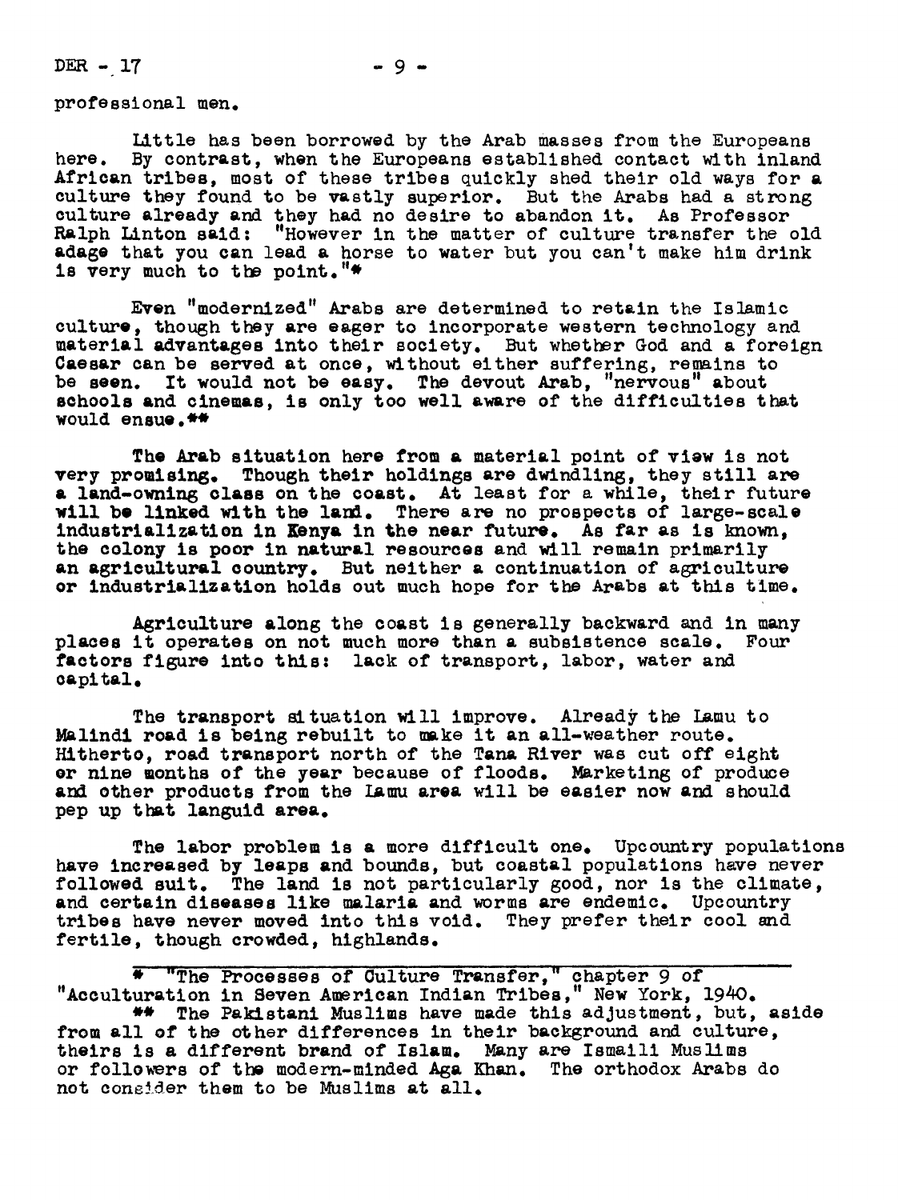professional men.

Little has been borrowed by the Arab masses from the Europeans here. By contrast, when the Europeans established contact with inland African tribes, most of these tribes quickly shed their old ways for a culture they found to be vastly superior. But the Arabs had a strong culture already and they had no desire to abandon it. As Professor Ralph Linton said: "However in the matter of culture transfer the old adage that you can lead a horse to water but you can't make him drink is very much to the point."*

Even "modernized" Arabs are determined to retain the Islamic culture, though they are eager to incorporate western technology and material advantages into their society. But whether God and a foreign Caesar can be served at once, without either suffering, remains to be seen. It would not be easy. The devout Arab, "nervous" about schools and cinemas, is only too well aware of the difficulties that would ensue.**

The Arab situation here from a material point of view is not very promising. Though their holdings are dwindling, they still are a land-owning class on the coast. At least for a while, their future will be linked with the land. There are no prospects of large-scale industrialization in Kenya in the near future. As far as is known, the colony is poor in natural resources and will remain primarily an agricultural country. But neither a continuation of agriculture or industrialization holds out much hope for the Arabs at this time.

Agriculture along the coast is generally backward and in many places it operates on not much more than a subsistence scale. Four factors figure into this: lack of transport, labor, water and capital.

The transport situation will improve. Already the Lamu to Malindi road is being rebuilt to make it an all-weather route. Hitherto, road transport north of the Tana River was cut off eight or nine months of the year because of floods. Marketing of produce and other products from the Lamu area will be easier now and should pep up that languid area.

The labor problem is a more difficult one. Upcountry populations have increased by leaps and bounds, but coastal populations have never followed suit. The land is not particularly good, nor is the climate, and certain diseases like malaria and worms are endemic. Upcountry tribes have never moved into this void. They prefer their cool and fertile, though crowded, highlands.

---

* "The Processes of Culture Transfer," chapter 9 of "Acculturation in Seven American Indian Tribes," New York, 1940.

** The Pakistani Muslims have made this adjustment, but, aside from all of the other differences in their background and culture, theirs is a different brand of Islam. Many are Ismaili Muslims or followers of the modern-minded Aga Khan. The orthodox Arabs do not consider them to be Muslims at all.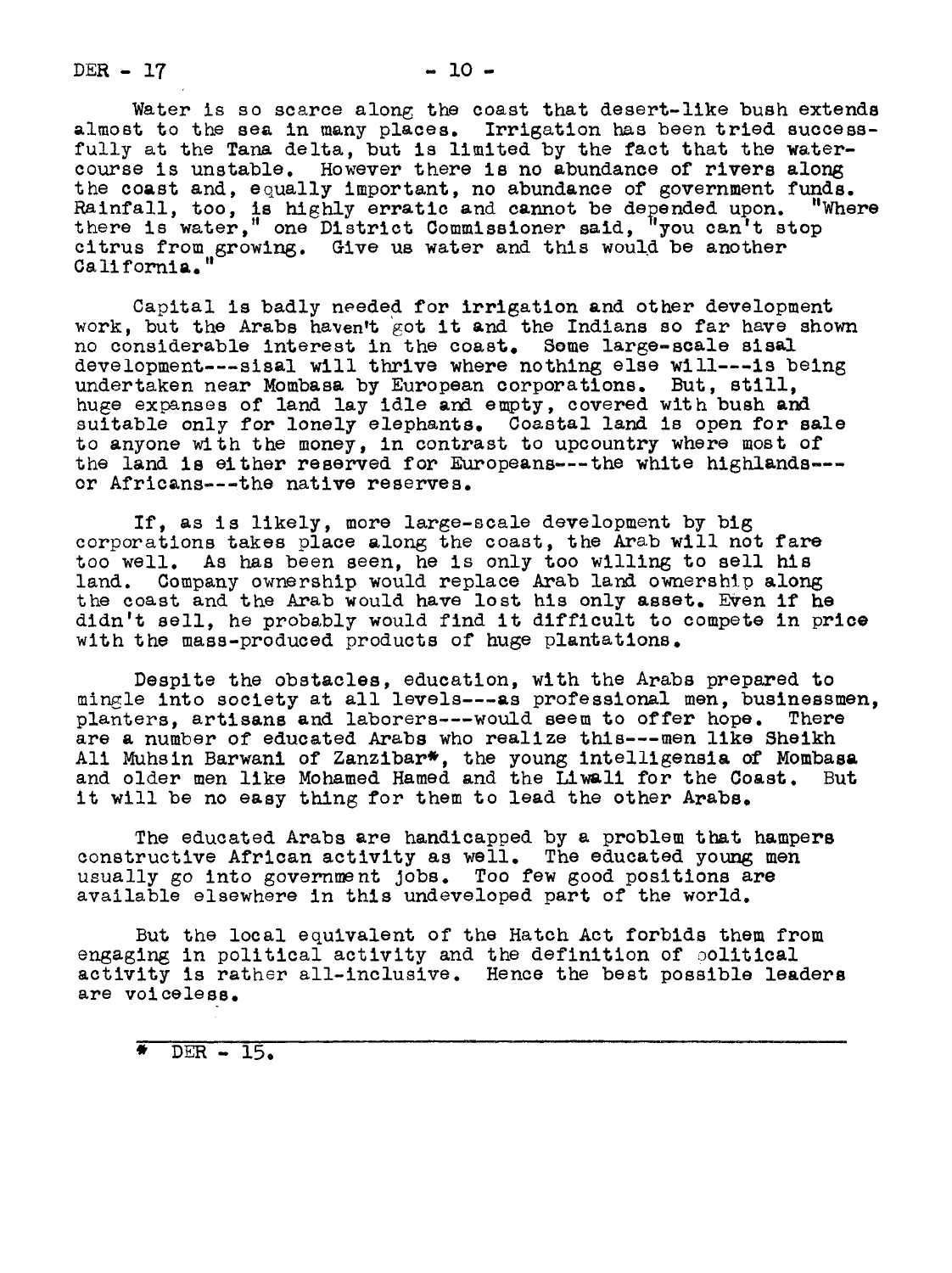Water is so scarce along the coast that desert-like bush extends almost to the sea in many places. Irrigation has been tried successfully at the Tana delta, but is limited by the fact that the watercourse is unstable. However there is no abundance of rivers along the coast and, equally important, no abundance of government funds. Rainfall, too, is highly erratic and cannot be depended upon. "Where there is water," one District Commissioner said, "you can't stop citrus from growing. Give us water and this would be another California."

Capital is badly needed for irrigation and other development work, but the Arabs haven't got it and the Indians so far have shown no considerable interest in the coast. Some large-scale sisal development---sisal will thrive where nothing else will---is being undertaken near Mombasa by European corporations. But, still, huge expanses of land lay idle and empty, covered with bush and suitable only for lonely elephants. Coastal land is open for sale to anyone with the money, in contrast to upcountry where most of the land is either reserved for Europeans---the white highlands---or Africans---the native reserves.

If, as is likely, more large-scale development by big corporations takes place along the coast, the Arab will not fare too well. As has been seen, he is only too willing to sell his land. Company ownership would replace Arab land ownership along the coast and the Arab would have lost his only asset. Even if he didn't sell, he probably would find it difficult to compete in price with the mass-produced products of huge plantations.

Despite the obstacles, education, with the Arabs prepared to mingle into society at all levels---as professional men, businessmen, planters, artisans and laborers---would seem to offer hope. There are a number of educated Arabs who realize this---men like Sheikh Ali Muhsin Barwani of Zanzibar*, the young intelligensia of Mombasa and older men like Mohamed Hamed and the Liwali for the Coast. But it will be no easy thing for them to lead the other Arabs.

The educated Arabs are handicapped by a problem that hampers constructive African activity as well. The educated young men usually go into government jobs. Too few good positions are available elsewhere in this undeveloped part of the world.

But the local equivalent of the Hatch Act forbids them from engaging in political activity and the definition of political activity is rather all-inclusive. Hence the best possible leaders are voiceless.

---

* DER - 15.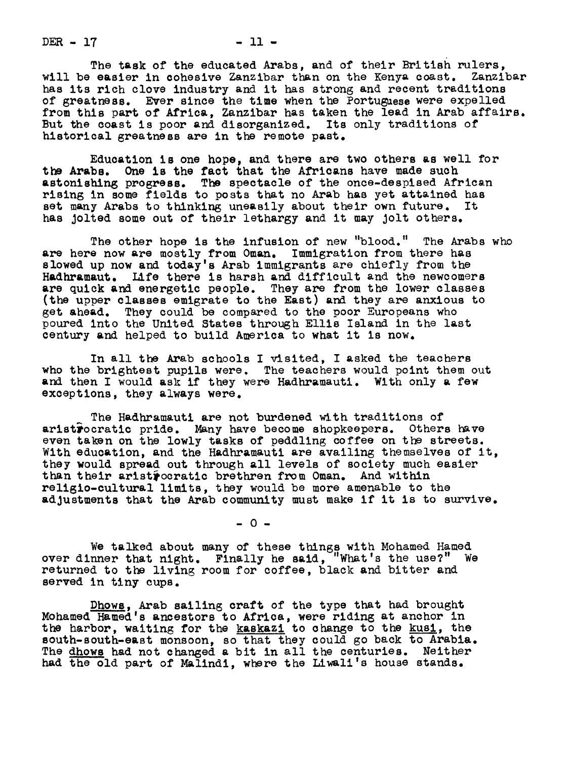The task of the educated Arabs, and of their British rulers, will be easier in cohesive Zanzibar than on the Kenya coast. Zanzibar has its rich clove industry and it has strong and recent traditions of greatness. Ever since the time when the Portuguese were expelled from this part of Africa, Zanzibar has taken the lead in Arab affairs. But the coast is poor and disorganized. Its only traditions of historical greatness are in the remote past.

Education is one hope, and there are two others as well for the Arabs. One is the fact that the Africans have made such astonishing progress. The spectacle of the once-despised African rising in some fields to posts that no Arab has yet attained has set many Arabs to thinking uneasily about their own future. It has jolted some out of their lethargy and it may jolt others.

The other hope is the infusion of new "blood." The Arabs who are here now are mostly from Oman. Immigration from there has slowed up now and today's Arab immigrants are chiefly from the Hadhramaut. Life there is harsh and difficult and the newcomers are quick and energetic people. They are from the lower classes (the upper classes emigrate to the East) and they are anxious to get ahead. They could be compared to the poor Europeans who poured into the United States through Ellis Island in the last century and helped to build America to what it is now.

In all the Arab schools I visited, I asked the teachers who the brightest pupils were. The teachers would point them out and then I would ask if they were Hadhramauti. With only a few exceptions, they always were.

The Hadhramauti are not burdened with traditions of aristocratic pride. Many have become shopkeepers. Others have even taken on the lowly tasks of peddling coffee on the streets. With education, and the Hadhramauti are availing themselves of it, they would spread out through all levels of society much easier than their aristocratic brethren from Oman. And within religio-cultural limits, they would be more amenable to the adjustments that the Arab community must make if it is to survive.

\- 0 -

We talked about many of these things with Mohamed Hamed over dinner that night. Finally he said, "What's the use?" We returned to the living room for coffee, black and bitter and served in tiny cups.

_Dhows_, Arab sailing craft of the type that had brought Mohamed Hamed's ancestors to Africa, were riding at anchor in the harbor, waiting for the _kaskazi_ to change to the _kusi_, the south-south-east monsoon, so that they could go back to Arabia. The _dhows_ had not changed a bit in all the centuries. Neither had the old part of Malindi, where the Liwali's house stands.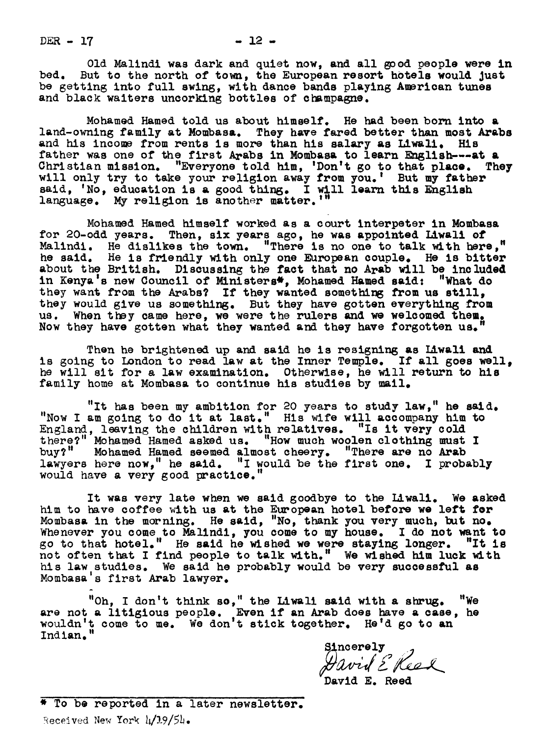Old Malindi was dark and quiet now, and all good people were in bed. But to the north of town, the European resort hotels would just be getting into full swing, with dance bands playing American tunes and black waiters uncorking bottles of champagne.

Mohamed Hamed told us about himself. He had been born into a land-owning family at Mombasa. They have fared better than most Arabs and his income from rents is more than his salary as Liwali. His father was one of the first Arabs in Mombasa to learn English---at a Christian mission. "Everyone told him, 'Don't go to that place. They will only try to take your religion away from you.' But my father said, 'No, education is a good thing. I will learn this English language. My religion is another matter.'"

Mohamed Hamed himself worked as a court interpeter in Mombasa for 20-odd years. Then, six years ago, he was appointed Liwali of Malindi. He dislikes the town. "There is no one to talk with here," he said. He is friendly with only one European couple. He is bitter about the British. Discussing the fact that no Arab will be included in Kenya's new Council of Ministers*, Mohamed Hamed said: "What do they want from the Arabs? If they wanted something from us still, they would give us something. But they have gotten everything from us. When they came here, we were the rulers and we welcomed them. Now they have gotten what they wanted and they have forgotten us."

Then he brightened up and said he is resigning as Liwali and is going to London to read law at the Inner Temple. If all goes well, he will sit for a law examination. Otherwise, he will return to his family home at Mombasa to continue his studies by mail.

"It has been my ambition for 20 years to study law," he said. "Now I am going to do it at last." His wife will accompany him to England, leaving the children with relatives. "Is it very cold there?" Mohamed Hamed asked us. "How much woolen clothing must I buy?" Mohamed Hamed seemed almost cheery. "There are no Arab lawyers here now," he said. "I would be the first one. I probably would have a very good practice."

It was very late when we said goodbye to the Liwali. We asked him to have coffee with us at the European hotel before we left for Mombasa in the morning. He said, "No, thank you very much, but no. Whenever you come to Malindi, you come to my house. I do not want to go to that hotel." He said he wished we were staying longer. "It is not often that I find people to talk with." We wished him luck with his law studies. We said he probably would be very successful as Mombasa's first Arab lawyer.

"Oh, I don't think so," the Liwali said with a shrug. "We are not a litigious people. Even if an Arab does have a case, he wouldn't come to me. We don't stick together. He'd go to an Indian."

Sincerely

David E Reed

David E. Reed

---

* To be reported in a later newsletter.

Received New York 4/19/54.